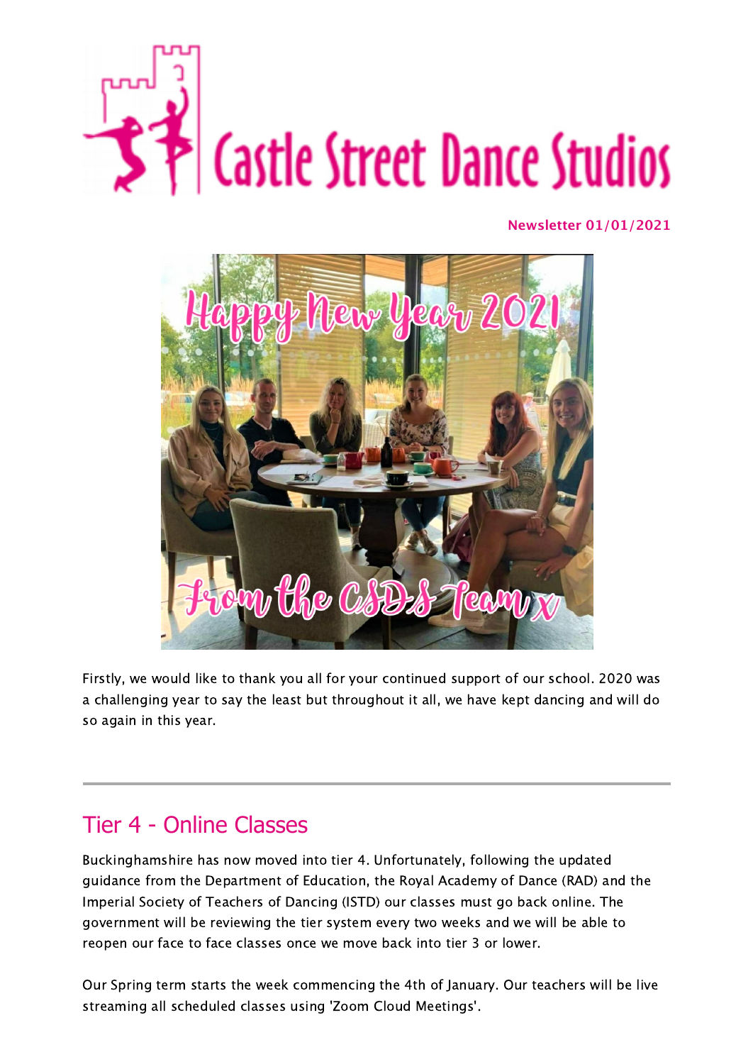# Castle Street Dance Studios

**Newsletter 01/01/2021**

Firstly, we would like to thank you all for your continued support of our school. 2020 was a challenging year to say the least but throughout it all, we have kept dancing and will do so again in this year.

---

## Tier 4 - Online Classes

Buckinghamshire has now moved into tier 4. Unfortunately, following the updated guidance from the Department of Education, the Royal Academy of Dance (RAD) and the Imperial Society of Teachers of Dancing (ISTD) our classes must go back online. The government will be reviewing the tier system every two weeks and we will be able to reopen our face to face classes once we move back into tier 3 or lower.

Our Spring term starts the week commencing the 4th of January. Our teachers will be live streaming all scheduled classes using 'Zoom Cloud Meetings'.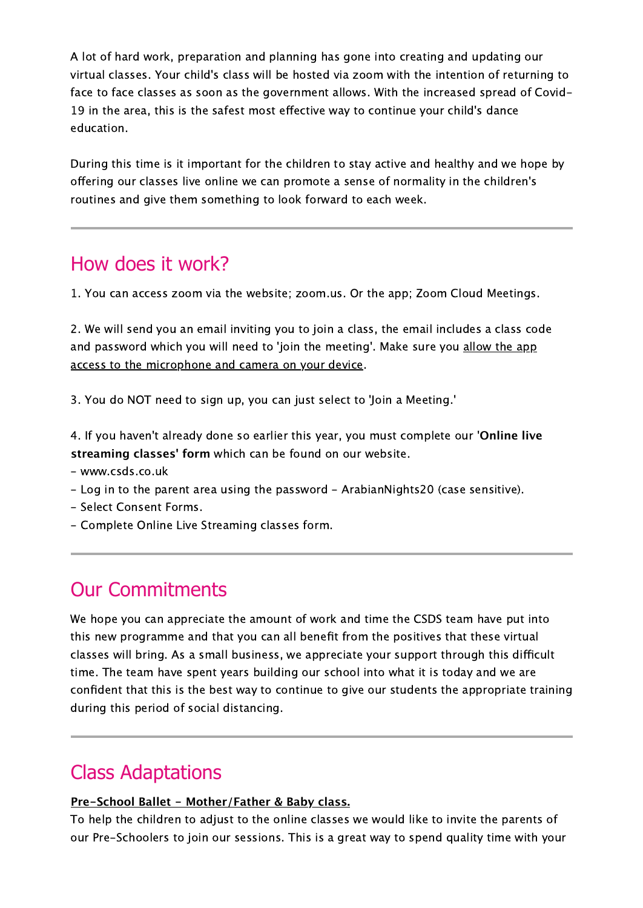A lot of hard work, preparation and planning has gone into creating and updating our virtual classes. Your child's class will be hosted via zoom with the intention of returning to face to face classes as soon as the government allows. With the increased spread of Covid-19 in the area, this is the safest most effective way to continue your child's dance education.

During this time is it important for the children to stay active and healthy and we hope by offering our classes live online we can promote a sense of normality in the children's routines and give them something to look forward to each week.

---

## How does it work?

1. You can access zoom via the website; zoom.us. Or the app; Zoom Cloud Meetings.

2. We will send you an email inviting you to join a class, the email includes a class code and password which you will need to 'join the meeting'. Make sure you allow the app access to the microphone and camera on your device.

3. You do NOT need to sign up, you can just select to 'Join a Meeting.'

4. If you haven't already done so earlier this year, you must complete our **'Online live streaming classes' form** which can be found on our website.

- www.csds.co.uk
- Log in to the parent area using the password - ArabianNights20 (case sensitive).
- Select Consent Forms.
- Complete Online Live Streaming classes form.

---

## Our Commitments

We hope you can appreciate the amount of work and time the CSDS team have put into this new programme and that you can all benefit from the positives that these virtual classes will bring. As a small business, we appreciate your support through this difficult time. The team have spent years building our school into what it is today and we are confident that this is the best way to continue to give our students the appropriate training during this period of social distancing.

---

## Class Adaptations

**Pre-School Ballet - Mother/Father & Baby class.**

To help the children to adjust to the online classes we would like to invite the parents of our Pre-Schoolers to join our sessions. This is a great way to spend quality time with your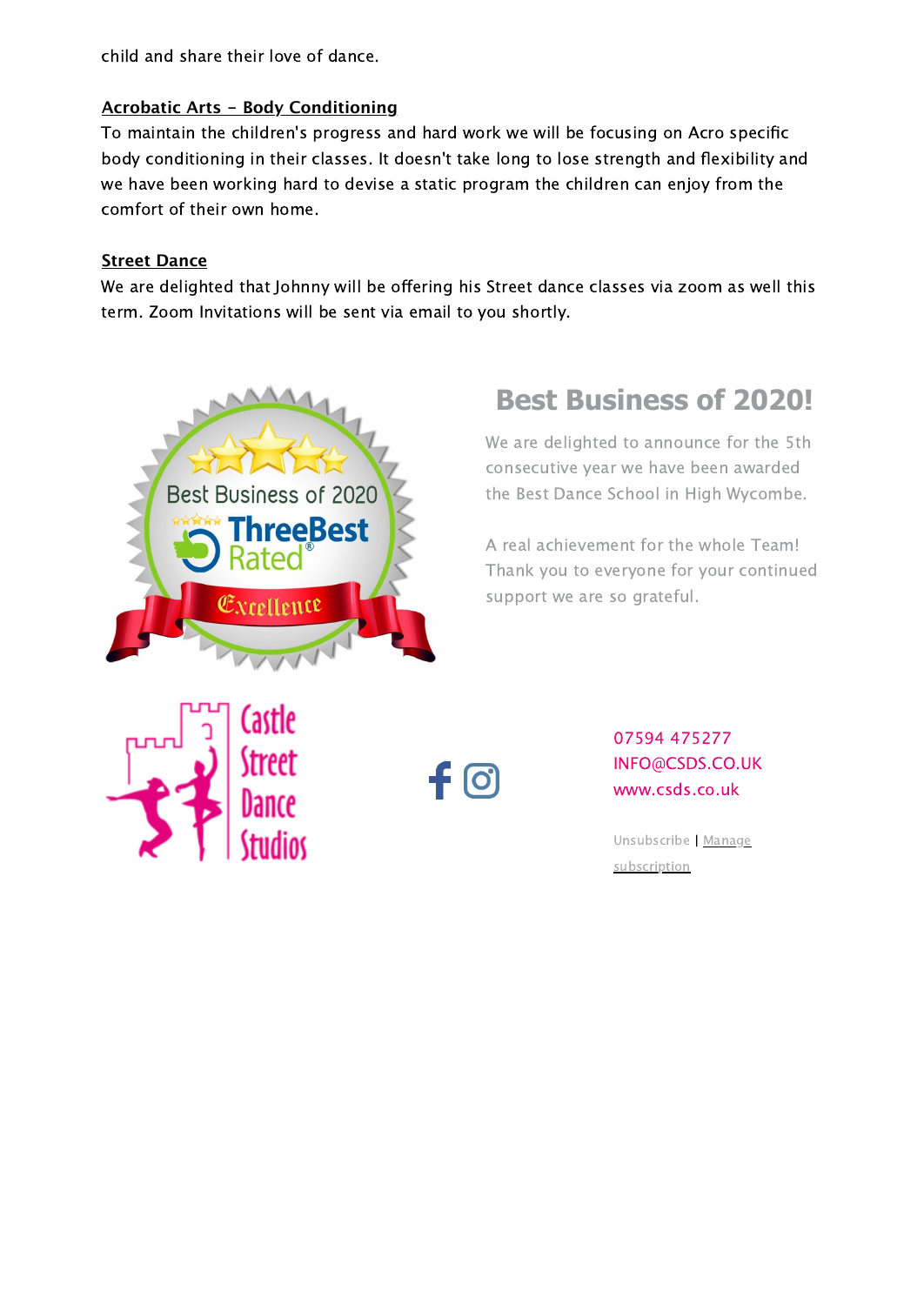child and share their love of dance.

**Acrobatic Arts - Body Conditioning**

To maintain the children's progress and hard work we will be focusing on Acro specific body conditioning in their classes. It doesn't take long to lose strength and flexibility and we have been working hard to devise a static program the children can enjoy from the comfort of their own home.

**Street Dance**

We are delighted that Johnny will be offering his Street dance classes via zoom as well this term. Zoom Invitations will be sent via email to you shortly.

## Best Business of 2020!

We are delighted to announce for the 5th consecutive year we have been awarded the Best Dance School in High Wycombe.

A real achievement for the whole Team! Thank you to everyone for your continued support we are so grateful.

07594 475277
INFO@CSDS.CO.UK
www.csds.co.uk

Unsubscribe | Manage subscription